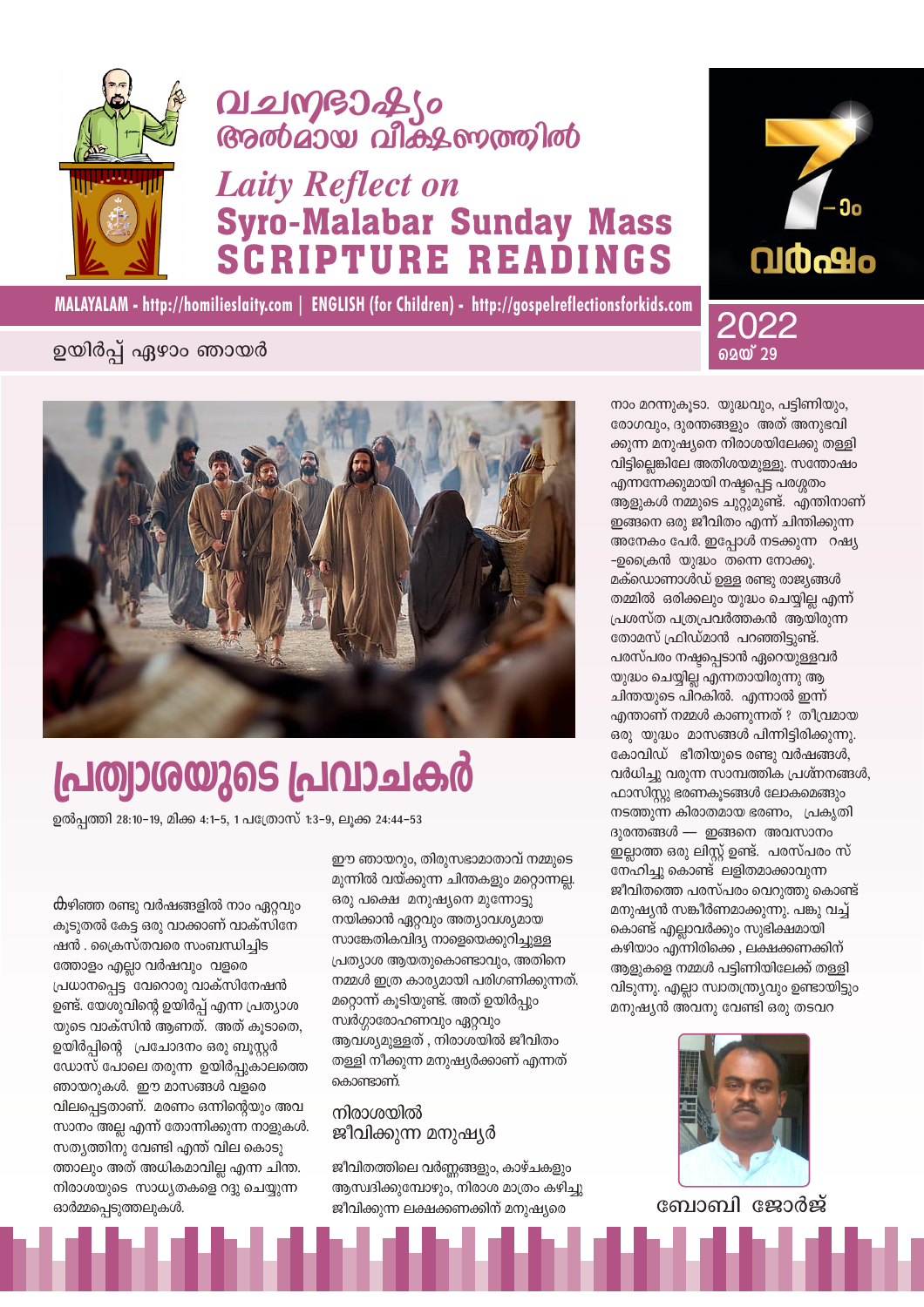# വചനഭാഷ്യം അൽമായ വീക്ഷണത്തിൽ

## *Laity Reflect on* Syro-Malabar Sunday Mass SCRIPTURE READINGS

**MALAYALAM - http://homilieslaity.com | ENGLISH (for Children) - http://gospelreflectionsforkids.com**

7-ാം വർഷം

2022 മെയ് 29

ഉയിർപ്പ് ഏഴാം ഞായർ

# പ്രത്യാശയുടെ പ്രവാചകർ

ഉൽപ്പത്തി 28:10-19, മിക്ക 4:1-5, 1 പത്രോസ് 1:3-9, ലൂക്ക 24:44-53

കഴിഞ്ഞ രണ്ടു വർഷങ്ങളിൽ നാം ഏറ്റവും കൂടുതൽ കേട്ട ഒരു വാക്കാണ് വാക്സിനേഷൻ . ക്രൈസ്തവരെ സംബന്ധിച്ചിടത്തോളം എല്ലാ വർഷവും വളരെ പ്രധാനപ്പെട്ട വേറൊരു വാക്സിനേഷൻ ഉണ്ട്. യേശുവിന്റെ ഉയിർപ്പ് എന്ന പ്രത്യാശയുടെ വാക്സിൻ ആണത്. അത് കൂടാതെ, ഉയിർപ്പിന്റെ പ്രചോദനം ഒരു ബൂസ്റ്റർ ഡോസ് പോലെ തരുന്ന ഉയിർപ്പുകാലത്തെ ഞായറുകൾ. ഈ മാസങ്ങൾ വളരെ വിലപ്പെട്ടതാണ്. മരണം ഒന്നിന്റെയും അവസാനം അല്ല എന്ന് തോന്നിക്കുന്ന നാളുകൾ. സത്യത്തിനു വേണ്ടി എന്ത് വില കൊടുത്താലും അത് അധികമാവില്ല എന്ന ചിന്ത. നിരാശയുടെ സാധ്യതകളെ റദ്ദു ചെയ്യുന്ന ഓർമ്മപ്പെടുത്തലുകൾ.

ഈ ഞായറും, തിരുസഭാമാതാവ് നമ്മുടെ മുന്നിൽ വയ്ക്കുന്ന ചിന്തകളും മറ്റൊന്നല്ല. ഒരു പക്ഷെ മനുഷ്യനെ മുന്നോട്ടു നയിക്കാൻ ഏറ്റവും അത്യാവശ്യമായ സാങ്കേതികവിദ്യ നാളെയെക്കുറിച്ചുള്ള പ്രത്യാശ ആയതുകൊണ്ടാവും, അതിനെ നമ്മൾ ഇത്ര കാര്യമായി പരിഗണിക്കുന്നത്. മറ്റൊന്ന് കൂടിയുണ്ട്. അത് ഉയിർപ്പും സ്വർഗ്ഗാരോഹണവും ഏറ്റവും ആവശ്യമുള്ളത് , നിരാശയിൽ ജീവിതം തള്ളി നീക്കുന്ന മനുഷ്യർക്കാണ് എന്നത് കൊണ്ടാണ്.

### നിരാശയിൽ ജീവിക്കുന്ന മനുഷ്യർ

ജീവിതത്തിലെ വർണ്ണങ്ങളും, കാഴ്ചകളും ആസ്വദിക്കുമ്പോഴും, നിരാശ മാത്രം കഴിച്ചു ജീവിക്കുന്ന ലക്ഷക്കണക്കിന് മനുഷ്യരെ നാം മറന്നുകൂടാ. യുദ്ധവും, പട്ടിണിയും, രോഗവും, ദുരന്തങ്ങളും അത് അനുഭവിക്കുന്ന മനുഷ്യനെ നിരാശയിലേക്കു തള്ളി വിട്ടില്ലെങ്കിലേ അതിശയമുള്ളൂ. സന്തോഷം എന്നന്നേക്കുമായി നഷ്ടപ്പെട്ട പരശ്ശതം ആളുകൾ നമ്മുടെ ചുറ്റുമുണ്ട്. എന്തിനാണ് ഇങ്ങനെ ഒരു ജീവിതം എന്ന് ചിന്തിക്കുന്ന അനേകം പേർ. ഇപ്പോൾ നടക്കുന്ന റഷ്യ -ഉക്രൈൻ യുദ്ധം തന്നെ നോക്കൂ. മക്ഡൊണാൾഡ് ഉള്ള രണ്ടു രാജ്യങ്ങൾ തമ്മിൽ ഒരിക്കലും യുദ്ധം ചെയ്യില്ല എന്ന് പ്രശസ്ത പത്രപ്രവർത്തകൻ ആയിരുന്ന തോമസ് ഫ്രീഡ്മാൻ പറഞ്ഞിട്ടുണ്ട്. പരസ്പരം നഷ്ടപ്പെടാൻ ഏറെയുള്ളവർ യുദ്ധം ചെയ്യില്ല എന്നതായിരുന്നു ആ ചിന്തയുടെ പിറകിൽ. എന്നാൽ ഇന്ന് എന്താണ് നമ്മൾ കാണുന്നത് ? തീവ്രമായ ഒരു യുദ്ധം മാസങ്ങൾ പിന്നിട്ടിരിക്കുന്നു. കോവിഡ് ഭീതിയുടെ രണ്ടു വർഷങ്ങൾ, വർധിച്ചു വരുന്ന സാമ്പത്തിക പ്രശ്നങ്ങൾ, ഫാസിസ്റ്റു ഭരണകൂടങ്ങൾ ലോകമെങ്ങും നടത്തുന്ന കിരാതമായ ഭരണം, പ്രകൃതി ദുരന്തങ്ങൾ — ഇങ്ങനെ അവസാനം ഇല്ലാത്ത ഒരു ലിസ്റ്റ് ഉണ്ട്. പരസ്പരം സ്നേഹിച്ചു കൊണ്ട് ലളിതമാക്കാവുന്ന ജീവിതത്തെ പരസ്പരം വെറുത്തു കൊണ്ട് മനുഷ്യൻ സങ്കീർണമാക്കുന്നു. പങ്കു വച്ച് കൊണ്ട് എല്ലാവർക്കും സുഭിക്ഷമായി കഴിയാം എന്നിരിക്കെ , ലക്ഷക്കണക്കിന് ആളുകളെ നമ്മൾ പട്ടിണിയിലേക്ക് തള്ളി വിടുന്നു. എല്ലാ സ്വാതന്ത്ര്യവും ഉണ്ടായിട്ടും മനുഷ്യൻ അവനു വേണ്ടി ഒരു തടവറ

ബോബി ജോർജ്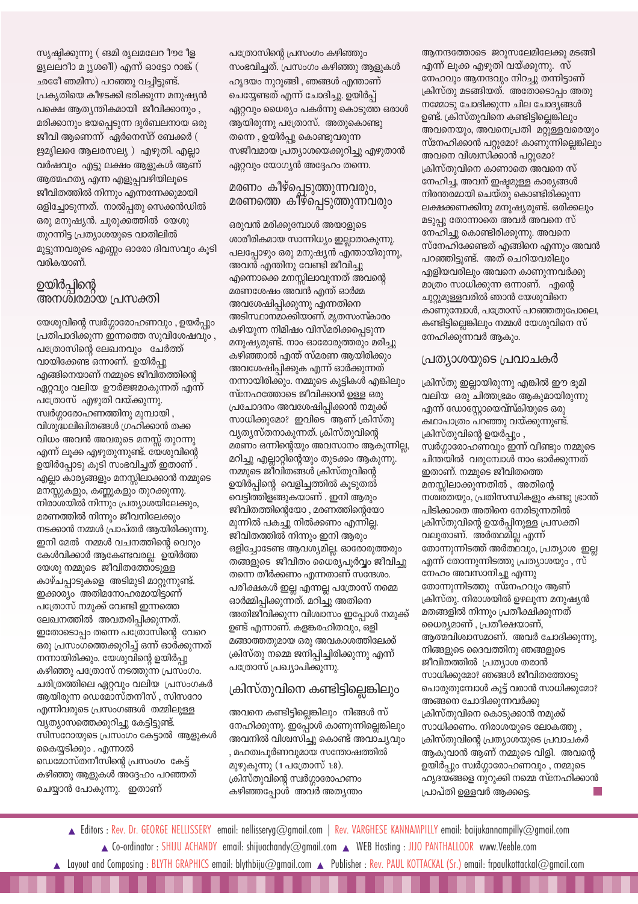സൃഷ്ടിക്കുന്നു ( ങമി ര്യലമലേഠ ൗൗ ീള ളൃലലറീാ മ ൃ്യശൗീ) എന്ന് ഓട്ടോ റാങ്ക് ( ഛരേീ ങമിസ) പറഞ്ഞു വച്ചിട്ടുണ്ട്. പ്രകൃതിയെ കീഴടക്കി ഭരിക്കുന്ന മനുഷ്യൻ പക്ഷെ ആത്യന്തികമായി ജീവിക്കാനും , മരിക്കാനും ഭയപ്പെടുന്ന ദുർബലനായ ഒരു ജീവി ആണെന്ന് ഏർനെസ്റ് ബേക്കർ ( ഋൃിലെ ആലരസലൃ ) എഴുതി. എല്ലാ വർഷവും എട്ടു ലക്ഷം ആളുകൾ ആണ് ആത്മഹത്യ എന്ന എളുപ്പവഴിയിലൂടെ ജീവിതത്തിൽ നിന്നും എന്നന്നേക്കുമായി ഒളിച്ചോടുന്നത്. നാൽപ്പതു സെക്കൻഡിൽ ഒരു മനുഷ്യൻ. ചുരുക്കത്തിൽ യേശു തുറന്നിട്ട പ്രത്യാശയുടെ വാതിലിൽ മുട്ടുന്നവരുടെ എണ്ണം ഓരോ ദിവസവും കൂടി വരികയാണ്.

## ഉയിർപ്പിന്റെ അനശ്വരമായ പ്രസക്തി

യേശുവിന്റെ സ്വർഗ്ഗാരോഹണവും , ഉയർപ്പും പ്രതിപാദിക്കുന്ന ഇന്നത്തെ സുവിശേഷവും , പത്രോസിന്റെ ലേഖനവും ചേർത്ത് വായിക്കേണ്ട ഒന്നാണ്. ഉയിർപ്പു എങ്ങിനെയാണ് നമ്മുടെ ജീവിതത്തിന്റെ ഏറ്റവും വലിയ ഊർജ്ജമാകുന്നത് എന്ന് പത്രോസ് എഴുതി വയ്ക്കുന്നു. സ്വർഗ്ഗാരോഹണത്തിനു മുമ്പായി , വിശുദ്ധലിഖിതങ്ങൾ ഗ്രഹിക്കാൻ തക്ക വിധം അവൻ അവരുടെ മനസ്സ് തുറന്നു എന്ന് ലൂക്ക എഴുതുന്നുണ്ട്. യേശുവിന്റെ ഉയിർപ്പോടു കൂടി സംഭവിച്ചത് ഇതാണ് . എല്ലാ കാര്യങ്ങളും മനസ്സിലാക്കാൻ നമ്മുടെ മനസ്സുകളും, കണ്ണുകളും തുറക്കുന്നു. നിരാശയിൽ നിന്നും പ്രത്യാശയിലേക്കും, മരണത്തിൽ നിന്നും ജീവനിലേക്കും നടക്കാൻ നമ്മൾ പ്രാപ്തർ ആയിരിക്കുന്നു. ഇനി മേൽ നമ്മൾ വചനത്തിന്റെ വെറും കേൾവിക്കാർ ആകേണ്ടവരല്ല. ഉയിർത്ത യേശു നമ്മുടെ ജീവിതത്തോടുള്ള കാഴ്ചപ്പാടുകളെ അടിമുടി മാറ്റുന്നുണ്ട്. ഇക്കാര്യം അതിമനോഹരമായിട്ടാണ് പത്രോസ് നമുക്ക് വേണ്ടി ഇന്നത്തെ ലേഖനത്തിൽ അവതരിപ്പിക്കുന്നത്. ഇതോടൊപ്പം തന്നെ പത്രോസിന്റെ വേറെ ഒരു പ്രസംഗത്തെക്കുറിച്ച് ഒന്ന് ഓർക്കുന്നത് നന്നായിരിക്കും. യേശുവിന്റെ ഉയിർപ്പു കഴിഞ്ഞു പത്രോസ് നടത്തുന്ന പ്രസംഗം. ചരിത്രത്തിലെ ഏറ്റവും വലിയ പ്രസംഗകർ ആയിരുന്ന ഡെമോസ്തനീസ് , സിസറോ എന്നിവരുടെ പ്രസംഗങ്ങൾ തമ്മിലുള്ള വ്യത്യാസത്തെക്കുറിച്ചു കേട്ടിട്ടുണ്ട്. സിസറോയുടെ പ്രസംഗം കേട്ടാൽ ആളുകൾ കൈയ്യടിക്കും . എന്നാൽ ഡെമോസ്തനീസിന്റെ പ്രസംഗം കേട്ട് കഴിഞ്ഞു ആളുകൾ അദ്ദേഹം പറഞ്ഞത് ചെയ്യാൻ പോകുന്നു. ഇതാണ് പത്രോസിന്റെ പ്രസംഗം കഴിഞ്ഞും സംഭവിച്ചത്. പ്രസംഗം കഴിഞ്ഞു ആളുകൾ ഹൃദയം നുറുങ്ങി , ഞങ്ങൾ എന്താണ് ചെയ്യേണ്ടത് എന്ന് ചോദിച്ചു. ഉയിർപ്പ് ഏറ്റവും ധൈര്യം പകർന്നു കൊടുത്ത ഒരാൾ ആയിരുന്നു പത്രോസ്. അതുകൊണ്ടു തന്നെ , ഉയിർപ്പു കൊണ്ടുവരുന്ന സജീവമായ പ്രത്യാശയെക്കുറിച്ചു എഴുതാൻ ഏറ്റവും യോഗ്യൻ അദ്ദേഹം തന്നെ.

## മരണം കീഴ്പ്പെടുത്തുന്നവരും, മരണത്തെ കീഴ്പ്പെടുത്തുന്നവരും

ഒരുവൻ മരിക്കുമ്പോൾ അയാളുടെ ശാരീരികമായ സാന്നിധ്യം ഇല്ലാതാകുന്നു. പലപ്പോഴും ഒരു മനുഷ്യൻ എന്തായിരുന്നു, അവൻ എന്തിനു വേണ്ടി ജീവിച്ചു എന്നൊക്കെ മനസ്സിലാവുന്നത് അവന്റെ മരണശേഷം അവൻ എന്ത് ഓർമ്മ അവശേഷിപ്പിക്കുന്നു എന്നതിനെ അടിസ്ഥാനമാക്കിയാണ്. മൃതസംസ്കാരം കഴിയുന്ന നിമിഷം വിസ്മരിക്കപ്പെടുന്ന മനുഷ്യരുണ്ട്. നാം ഓരോരുത്തരും മരിച്ചു കഴിഞ്ഞാൽ എന്ത് സ്മരണ ആയിരിക്കും അവശേഷിപ്പിക്കുക എന്ന് ഓർക്കുന്നത് നന്നായിരിക്കും. നമ്മുടെ കുട്ടികൾ എങ്കിലും സ്നേഹത്തോടെ ജീവിക്കാൻ ഉള്ള ഒരു പ്രചോദനം അവശേഷിപ്പിക്കാൻ നമുക്ക് സാധിക്കുമോ? ഇവിടെ ആണ് ക്രിസ്തു വ്യത്യസ്തനാകുന്നത്. ക്രിസ്തുവിന്റെ മരണം ഒന്നിന്റെയും അവസാനം ആകുന്നില്ല, മറിച്ചു എല്ലാറ്റിന്റെയും തുടക്കം ആകുന്നു. നമ്മുടെ ജീവിതങ്ങൾ ക്രിസ്തുവിന്റെ ഉയിർപ്പിന്റെ വെളിച്ചത്തിൽ കൂടുതൽ വെട്ടിത്തിളങ്ങുകയാണ് . ഇനി ആരും ജീവിതത്തിന്റെയോ , മരണത്തിന്റെയോ മുന്നിൽ പകച്ചു നിൽക്കണം എന്നില്ല. ജീവിതത്തിൽ നിന്നും ഇനി ആരും ഒളിച്ചോടേണ്ട ആവശ്യമില്ല. ഓരോരുത്തരും തങ്ങളുടെ ജീവിതം ധൈര്യപൂർവ്വം ജീവിച്ചു തന്നെ തീർക്കണം എന്നതാണ് സന്ദേശം. പരീക്ഷകൾ ഇല്ല എന്നല്ല പത്രോസ് നമ്മെ ഓർമ്മിപ്പിക്കുന്നത്. മറിച്ചു അതിനെ അതിജീവിക്കുന്ന വിശ്വാസം ഇപ്പോൾ നമുക്ക് ഉണ്ട് എന്നാണ്. കളങ്കരഹിതവും, ഒളി മങ്ങാത്തതുമായ ഒരു അവകാശത്തിലേക്ക് ക്രിസ്തു നമ്മെ ജനിപ്പിച്ചിരിക്കുന്നു എന്ന് പത്രോസ് പ്രഖ്യാപിക്കുന്നു.

## ക്രിസ്തുവിനെ കണ്ടിട്ടില്ലെങ്കിലും

അവനെ കണ്ടിട്ടില്ലെങ്കിലും നിങ്ങൾ സ്നേഹിക്കുന്നു. ഇപ്പോൾ കാണുന്നില്ലെങ്കിലും അവനിൽ വിശ്വസിച്ചു കൊണ്ട് അവാച്യവും , മഹത്വപൂർണവുമായ സന്തോഷത്തിൽ മുഴുകുന്നു (1 പത്രോസ് 1:8). ക്രിസ്തുവിന്റെ സ്വർഗ്ഗാരോഹണം കഴിഞ്ഞപ്പോൾ അവർ അത്യന്തം ആനന്ദത്തോടെ ജറുസലേമിലേക്കു മടങ്ങി എന്ന് ലൂക്ക എഴുതി വയ്ക്കുന്നു. സ്നേഹവും ആനന്ദവും നിറച്ചു തന്നിട്ടാണ് ക്രിസ്തു മടങ്ങിയത്. അതോടൊപ്പം അതു നമ്മോടു ചോദിക്കുന്ന ചില ചോദ്യങ്ങൾ ഉണ്ട്. ക്രിസ്തുവിനെ കണ്ടിട്ടില്ലെങ്കിലും അവനെയും, അവനെപ്രതി മറ്റുള്ളവരെയും സ്നേഹിക്കാൻ പറ്റുമോ? കാണുന്നില്ലെങ്കിലും അവനെ വിശ്വസിക്കാൻ പറ്റുമോ? ക്രിസ്തുവിനെ കാണാതെ അവനെ സ്നേഹിച്ചു, അവന് ഇഷ്ടമുള്ള കാര്യങ്ങൾ നിരന്തരമായി ചെയ്തു കൊണ്ടിരിക്കുന്ന ലക്ഷക്കണക്കിനു മനുഷ്യരുണ്ട്. ഒരിക്കലും മടുപ്പു തോന്നാതെ അവർ അവനെ സ്നേഹിച്ചു കൊണ്ടിരിക്കുന്നു. അവനെ സ്നേഹിക്കേണ്ടത് എങ്ങിനെ എന്നും അവൻ പറഞ്ഞിട്ടുണ്ട്. അത് ചെറിയവരിലും എളിയവരിലും അവനെ കാണുന്നവർക്കു മാത്രം സാധിക്കുന്ന ഒന്നാണ്. എന്റെ ചുറ്റുമുള്ളവരിൽ ഞാൻ യേശുവിനെ കാണുമ്പോൾ, പത്രോസ് പറഞ്ഞതുപോലെ, കണ്ടിട്ടില്ലെങ്കിലും നമ്മൾ യേശുവിനെ സ്നേഹിക്കുന്നവർ ആകും.

## പ്രത്യാശയുടെ പ്രവാചകർ

ക്രിസ്തു ഇല്ലായിരുന്നു എങ്കിൽ ഈ ഭൂമി വലിയ ഒരു ചിത്തഭ്രമം ആകുമായിരുന്നു എന്ന് ഡോസ്റ്റോയെവ്സ്കിയുടെ ഒരു കഥാപാത്രം പറഞ്ഞു വയ്ക്കുന്നുണ്ട്. ക്രിസ്തുവിന്റെ ഉയർപ്പും , സ്വർഗ്ഗാരോഹണവും ഇന്ന് വീണ്ടും നമ്മുടെ ചിന്തയിൽ വരുമ്പോൾ നാം ഓർക്കുന്നത് ഇതാണ്. നമ്മുടെ ജീവിതത്തെ മനസ്സിലാക്കുന്നതിൽ , അതിന്റെ നശ്വരതയും, പ്രതിസന്ധികളും കണ്ടു ഭ്രാന്ത് പിടിക്കാതെ അതിനെ നേരിടുന്നതിൽ ക്രിസ്തുവിന്റെ ഉയർപ്പിനുള്ള പ്രസക്തി വലുതാണ്. അർത്ഥമില്ല എന്ന് തോന്നുന്നിടത്ത് അർത്ഥവും, പ്രത്യാശ ഇല്ല എന്ന് തോന്നുന്നിടത്തു പ്രത്യാശയും , സ്നേഹം അവസാനിച്ചു എന്നു തോന്നുന്നിടത്തു സ്നേഹവും ആണ് ക്രിസ്തു. നിരാശയിൽ ഉഴലുന്ന മനുഷ്യൻ മതങ്ങളിൽ നിന്നും പ്രതീക്ഷിക്കുന്നത് ധൈര്യമാണ് , പ്രതീക്ഷയാണ്, ആത്മവിശ്വാസമാണ്. അവർ ചോദിക്കുന്നു, നിങ്ങളുടെ ദൈവത്തിനു ഞങ്ങളുടെ ജീവിതത്തിൽ പ്രത്യാശ തരാൻ സാധിക്കുമോ? ഞങ്ങൾ ജീവിതത്തോടു പൊരുതുമ്പോൾ കൂട്ട് വരാൻ സാധിക്കുമോ? അങ്ങനെ ചോദിക്കുന്നവർക്കു ക്രിസ്തുവിനെ കൊടുക്കാൻ നമുക്ക് സാധിക്കണം. നിരാശയുടെ ലോകത്തു , ക്രിസ്തുവിന്റെ പ്രത്യാശയുടെ പ്രവാചകർ ആകുവാൻ ആണ് നമ്മുടെ വിളി. അവന്റെ ഉയിർപ്പും സ്വർഗ്ഗാരോഹണവും , നമ്മുടെ ഹൃദയങ്ങളെ നുറുക്കി നമ്മെ സ്നേഹിക്കാൻ പ്രാപ്തി ഉള്ളവർ ആക്കട്ടെ.

---

▲ Editors : Rev. Dr. GEORGE NELLISSERY email: nellisseryg@gmail.com | Rev. VARGHESE KANNAMPILLY email: baijukannampilly@gmail.com

▲ Co-ordinator : SHIJU ACHANDY email: shijuachandy@gmail.com ▲ WEB Hosting : JIJO PANTHALLOOR www.Veeble.com

▲ Layout and Composing : BLYTH GRAPHICS email: blythbiju@gmail.com ▲ Publisher : Rev. PAUL KOTTACKAL (Sr.) email: frpaulkottackal@gmail.com